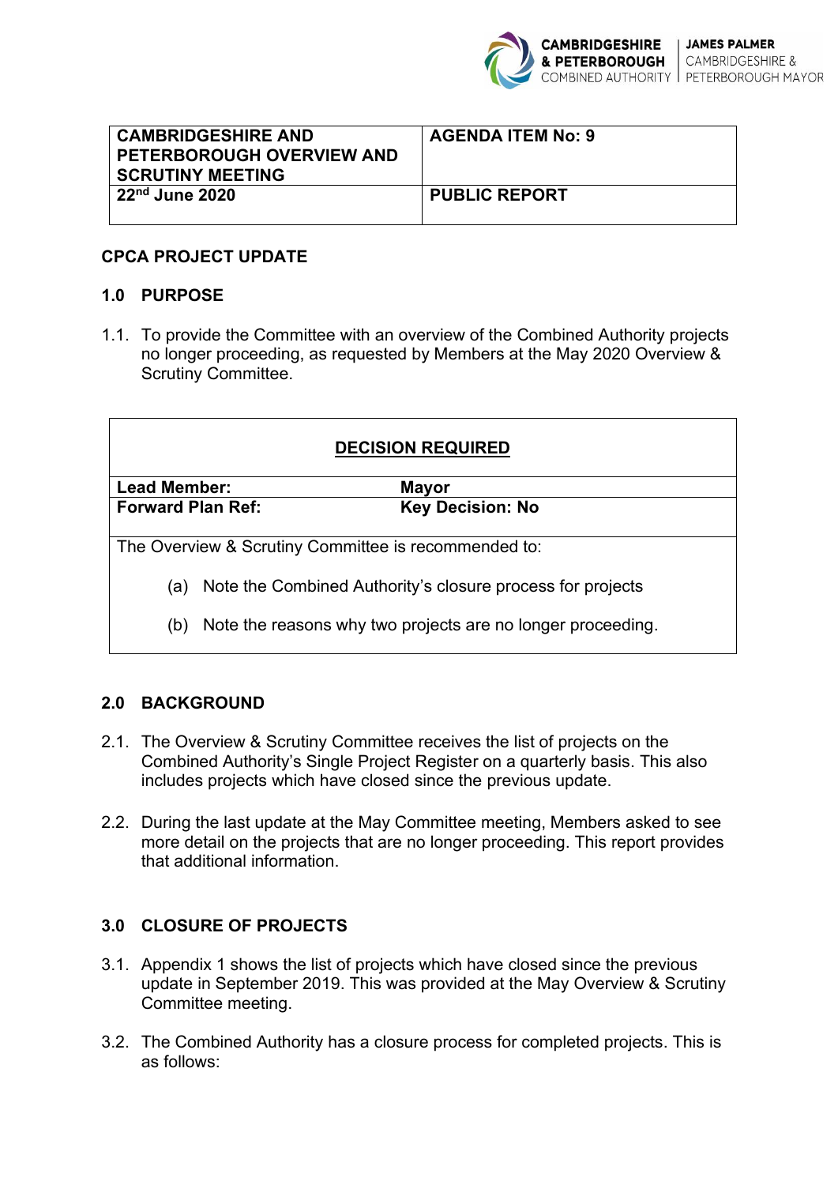| CAMBRIDGESHIRE AND PETERBOROUGH OVERVIEW AND SCRUTINY MEETING | AGENDA ITEM No: 9 |
|---|---|
| 22nd June 2020 | PUBLIC REPORT |

## CPCA PROJECT UPDATE

### 1.0 PURPOSE

1.1. To provide the Committee with an overview of the Combined Authority projects no longer proceeding, as requested by Members at the May 2020 Overview & Scrutiny Committee.

| DECISION REQUIRED | |
|---|---|
| **Lead Member:** | **Mayor** |
| **Forward Plan Ref:** | **Key Decision: No** |
| The Overview & Scrutiny Committee is recommended to: (a) Note the Combined Authority's closure process for projects (b) Note the reasons why two projects are no longer proceeding. | |

### 2.0 BACKGROUND

2.1. The Overview & Scrutiny Committee receives the list of projects on the Combined Authority's Single Project Register on a quarterly basis. This also includes projects which have closed since the previous update.

2.2. During the last update at the May Committee meeting, Members asked to see more detail on the projects that are no longer proceeding. This report provides that additional information.

### 3.0 CLOSURE OF PROJECTS

3.1. Appendix 1 shows the list of projects which have closed since the previous update in September 2019. This was provided at the May Overview & Scrutiny Committee meeting.

3.2. The Combined Authority has a closure process for completed projects. This is as follows: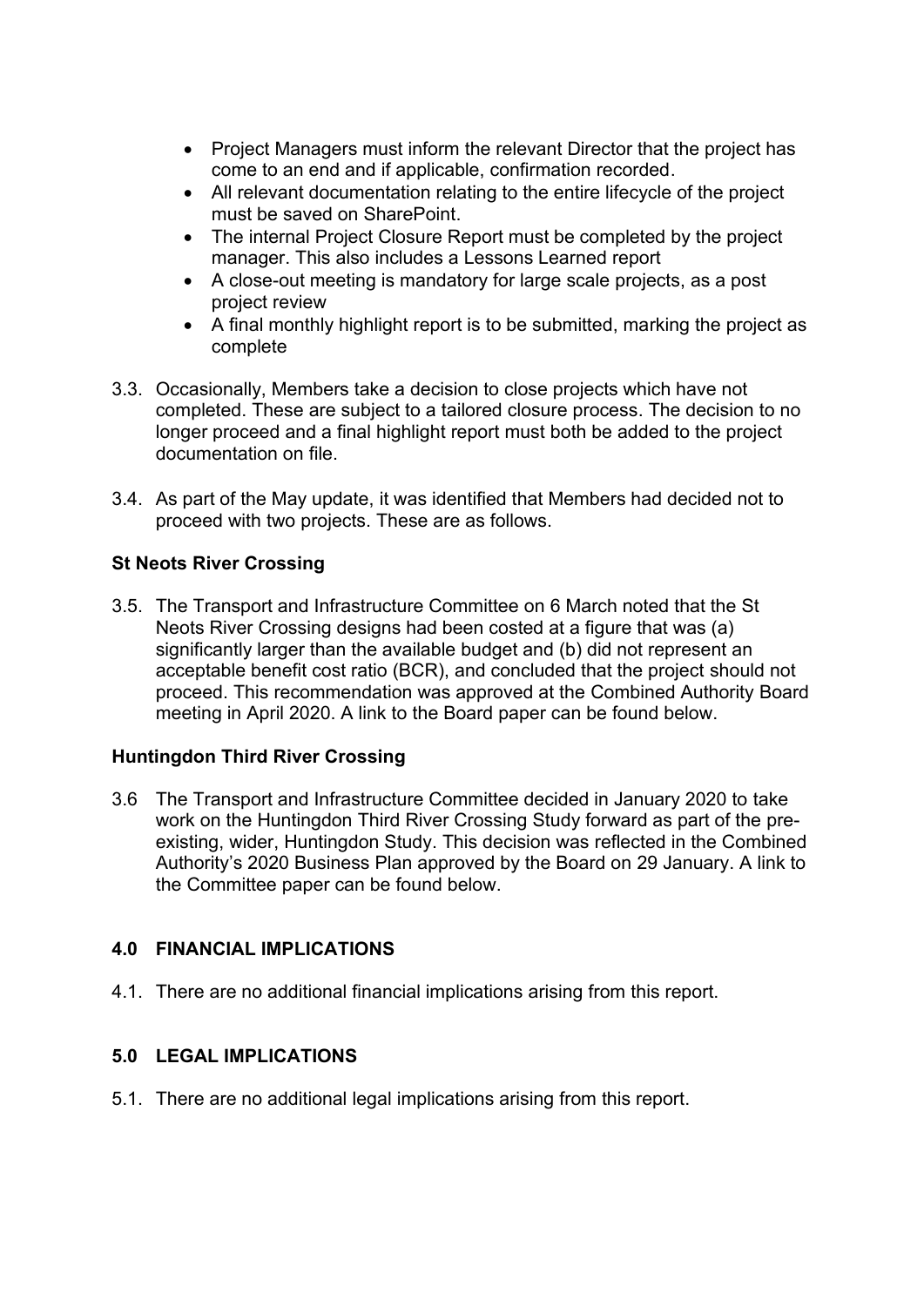- Project Managers must inform the relevant Director that the project has come to an end and if applicable, confirmation recorded.
- All relevant documentation relating to the entire lifecycle of the project must be saved on SharePoint.
- The internal Project Closure Report must be completed by the project manager. This also includes a Lessons Learned report
- A close-out meeting is mandatory for large scale projects, as a post project review
- A final monthly highlight report is to be submitted, marking the project as complete

3.3. Occasionally, Members take a decision to close projects which have not completed. These are subject to a tailored closure process. The decision to no longer proceed and a final highlight report must both be added to the project documentation on file.

3.4. As part of the May update, it was identified that Members had decided not to proceed with two projects. These are as follows.

**St Neots River Crossing**

3.5. The Transport and Infrastructure Committee on 6 March noted that the St Neots River Crossing designs had been costed at a figure that was (a) significantly larger than the available budget and (b) did not represent an acceptable benefit cost ratio (BCR), and concluded that the project should not proceed. This recommendation was approved at the Combined Authority Board meeting in April 2020. A link to the Board paper can be found below.

**Huntingdon Third River Crossing**

3.6 The Transport and Infrastructure Committee decided in January 2020 to take work on the Huntingdon Third River Crossing Study forward as part of the pre-existing, wider, Huntingdon Study. This decision was reflected in the Combined Authority's 2020 Business Plan approved by the Board on 29 January. A link to the Committee paper can be found below.

## 4.0 FINANCIAL IMPLICATIONS

4.1. There are no additional financial implications arising from this report.

## 5.0 LEGAL IMPLICATIONS

5.1. There are no additional legal implications arising from this report.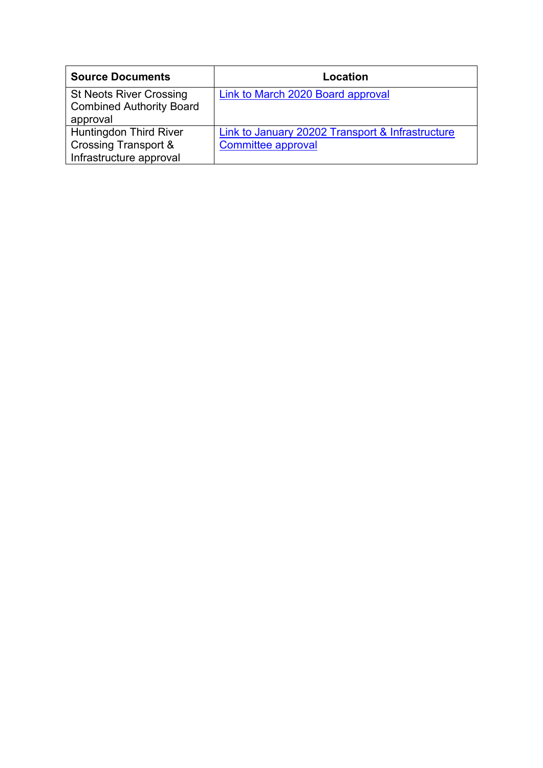| **Source Documents** | **Location** |
| --- | --- |
| St Neots River Crossing Combined Authority Board approval | Link to March 2020 Board approval |
| Huntingdon Third River Crossing Transport & Infrastructure approval | Link to January 20202 Transport & Infrastructure Committee approval |